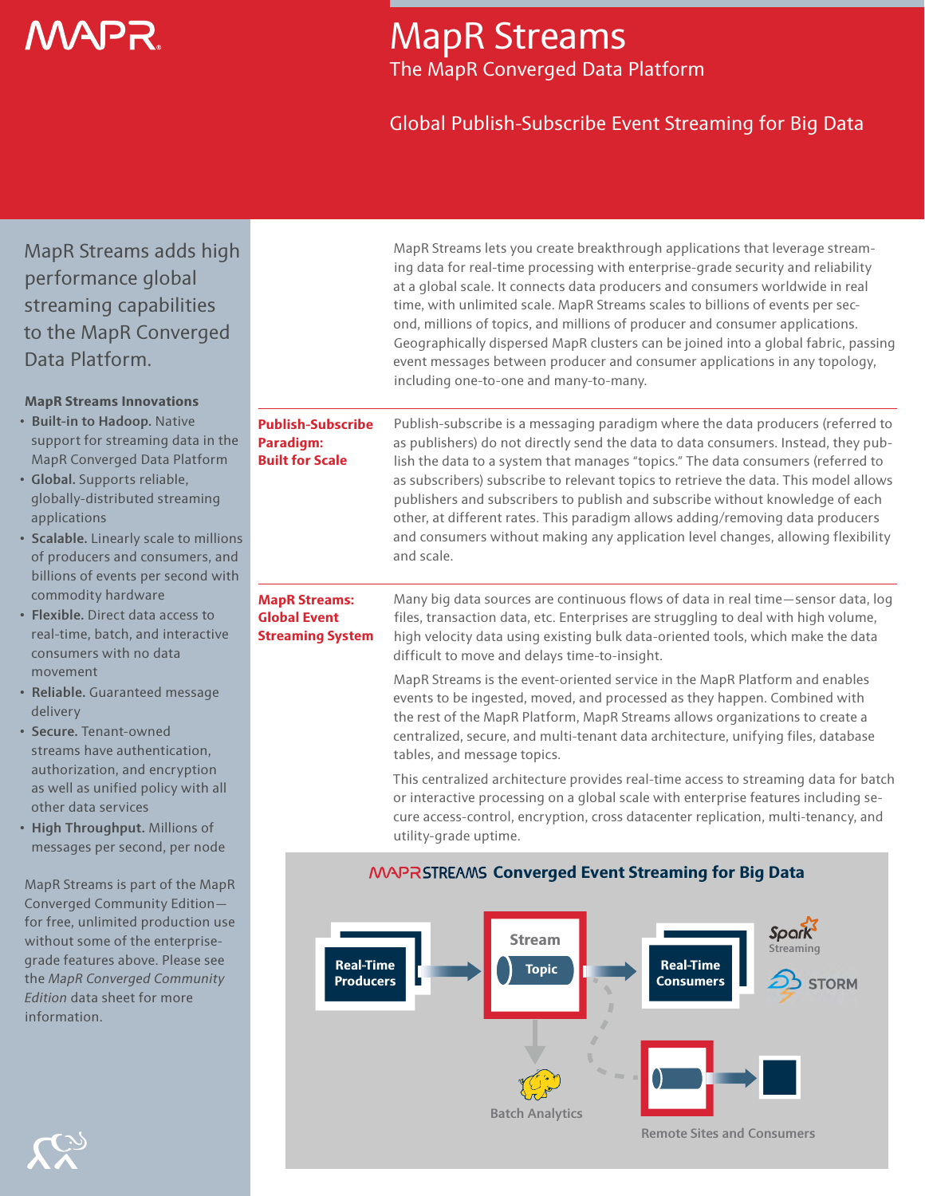# MapR Streams

## The MapR Converged Data Platform

### Global Publish-Subscribe Event Streaming for Big Data

MapR Streams adds high performance global streaming capabilities to the MapR Converged Data Platform.

**MapR Streams Innovations**

- **Built-in to Hadoop.** Native support for streaming data in the MapR Converged Data Platform
- **Global.** Supports reliable, globally-distributed streaming applications
- **Scalable.** Linearly scale to millions of producers and consumers, and billions of events per second with commodity hardware
- **Flexible.** Direct data access to real-time, batch, and interactive consumers with no data movement
- **Reliable.** Guaranteed message delivery
- **Secure.** Tenant-owned streams have authentication, authorization, and encryption as well as unified policy with all other data services
- **High Throughput.** Millions of messages per second, per node

MapR Streams is part of the MapR Converged Community Edition—for free, unlimited production use without some of the enterprise-grade features above. Please see the *MapR Converged Community Edition* data sheet for more information.

MapR Streams lets you create breakthrough applications that leverage streaming data for real-time processing with enterprise-grade security and reliability at a global scale. It connects data producers and consumers worldwide in real time, with unlimited scale. MapR Streams scales to billions of events per second, millions of topics, and millions of producer and consumer applications. Geographically dispersed MapR clusters can be joined into a global fabric, passing event messages between producer and consumer applications in any topology, including one-to-one and many-to-many.

## Publish-Subscribe Paradigm: Built for Scale

Publish-subscribe is a messaging paradigm where the data producers (referred to as publishers) do not directly send the data to data consumers. Instead, they publish the data to a system that manages "topics." The data consumers (referred to as subscribers) subscribe to relevant topics to retrieve the data. This model allows publishers and subscribers to publish and subscribe without knowledge of each other, at different rates. This paradigm allows adding/removing data producers and consumers without making any application level changes, allowing flexibility and scale.

## MapR Streams: Global Event Streaming System

Many big data sources are continuous flows of data in real time—sensor data, log files, transaction data, etc. Enterprises are struggling to deal with high volume, high velocity data using existing bulk data-oriented tools, which make the data difficult to move and delays time-to-insight.

MapR Streams is the event-oriented service in the MapR Platform and enables events to be ingested, moved, and processed as they happen. Combined with the rest of the MapR Platform, MapR Streams allows organizations to create a centralized, secure, and multi-tenant data architecture, unifying files, database tables, and message topics.

This centralized architecture provides real-time access to streaming data for batch or interactive processing on a global scale with enterprise features including secure access-control, encryption, cross datacenter replication, multi-tenancy, and utility-grade uptime.

**MAPR STREAMS Converged Event Streaming for Big Data**

Real-Time Producers → Stream (Topic) → Real-Time Consumers (Spark Streaming, STORM)

Batch Analytics

Remote Sites and Consumers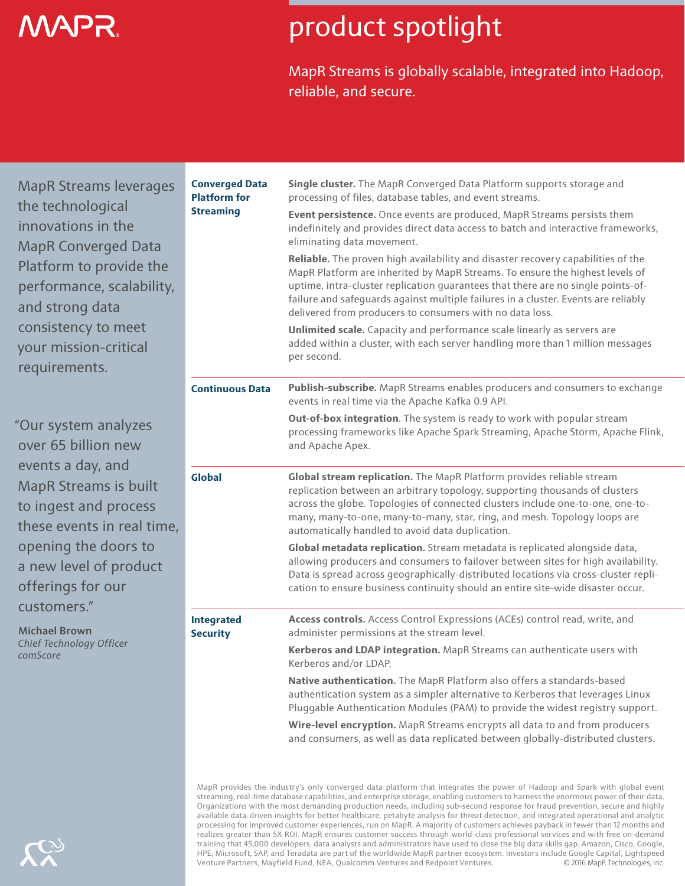# product spotlight

MapR Streams is globally scalable, integrated into Hadoop, reliable, and secure.

MapR Streams leverages the technological innovations in the MapR Converged Data Platform to provide the performance, scalability, and strong data consistency to meet your mission-critical requirements.

"Our system analyzes over 65 billion new events a day, and MapR Streams is built to ingest and process these events in real time, opening the doors to a new level of product offerings for our customers."

**Michael Brown**
*Chief Technology Officer*
*comScore*

## Converged Data Platform for Streaming

**Single cluster.** The MapR Converged Data Platform supports storage and processing of files, database tables, and event streams.

**Event persistence.** Once events are produced, MapR Streams persists them indefinitely and provides direct data access to batch and interactive frameworks, eliminating data movement.

**Reliable.** The proven high availability and disaster recovery capabilities of the MapR Platform are inherited by MapR Streams. To ensure the highest levels of uptime, intra-cluster replication guarantees that there are no single points-of-failure and safeguards against multiple failures in a cluster. Events are reliably delivered from producers to consumers with no data loss.

**Unlimited scale.** Capacity and performance scale linearly as servers are added within a cluster, with each server handling more than 1 million messages per second.

## Continuous Data

**Publish-subscribe.** MapR Streams enables producers and consumers to exchange events in real time via the Apache Kafka 0.9 API.

**Out-of-box integration**. The system is ready to work with popular stream processing frameworks like Apache Spark Streaming, Apache Storm, Apache Flink, and Apache Apex.

## Global

**Global stream replication.** The MapR Platform provides reliable stream replication between an arbitrary topology, supporting thousands of clusters across the globe. Topologies of connected clusters include one-to-one, one-to-many, many-to-one, many-to-many, star, ring, and mesh. Topology loops are automatically handled to avoid data duplication.

**Global metadata replication.** Stream metadata is replicated alongside data, allowing producers and consumers to failover between sites for high availability. Data is spread across geographically-distributed locations via cross-cluster replication to ensure business continuity should an entire site-wide disaster occur.

## Integrated Security

**Access controls.** Access Control Expressions (ACEs) control read, write, and administer permissions at the stream level.

**Kerberos and LDAP integration.** MapR Streams can authenticate users with Kerberos and/or LDAP.

**Native authentication.** The MapR Platform also offers a standards-based authentication system as a simpler alternative to Kerberos that leverages Linux Pluggable Authentication Modules (PAM) to provide the widest registry support.

**Wire-level encryption.** MapR Streams encrypts all data to and from producers and consumers, as well as data replicated between globally-distributed clusters.

MapR provides the industry's only converged data platform that integrates the power of Hadoop and Spark with global event streaming, real-time database capabilities, and enterprise storage, enabling customers to harness the enormous power of their data. Organizations with the most demanding production needs, including sub-second response for fraud prevention, secure and highly available data-driven insights for better healthcare, petabyte analysis for threat detection, and integrated operational and analytic processing for improved customer experiences, run on MapR. A majority of customers achieves payback in fewer than 12 months and realizes greater than 5X ROI. MapR ensures customer success through world-class professional services and with free on-demand training that 45,000 developers, data analysts and administrators have used to close the big data skills gap. Amazon, Cisco, Google, HPE, Microsoft, SAP, and Teradata are part of the worldwide MapR partner ecosystem. Investors include Google Capital, Lightspeed Venture Partners, Mayfield Fund, NEA, Qualcomm Ventures and Redpoint Ventures.

© 2016 MapR Technologies, Inc.